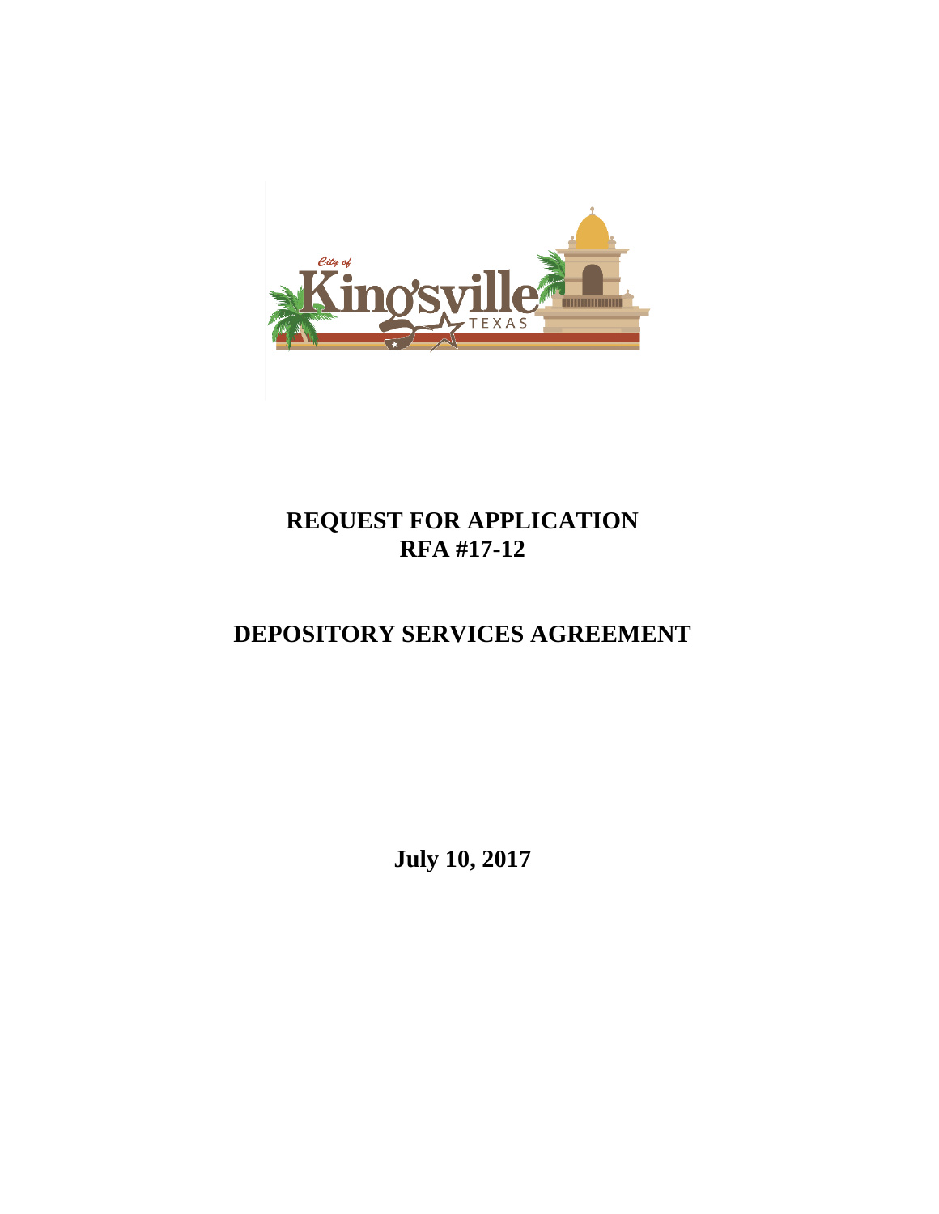# REQUEST FOR APPLICATION
# RFA #17-12

# DEPOSITORY SERVICES AGREEMENT

**July 10, 2017**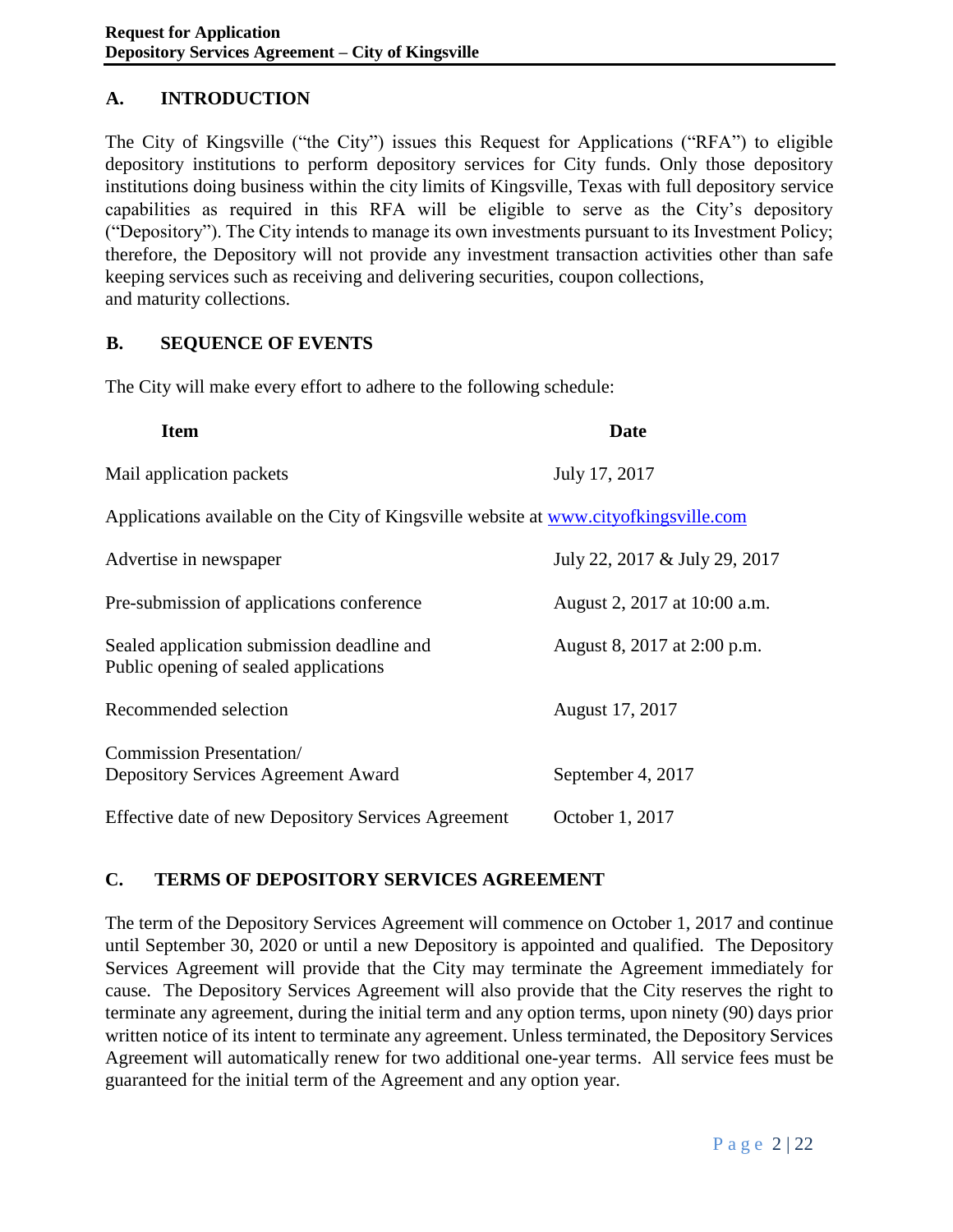## A. INTRODUCTION

The City of Kingsville ("the City") issues this Request for Applications ("RFA") to eligible depository institutions to perform depository services for City funds. Only those depository institutions doing business within the city limits of Kingsville, Texas with full depository service capabilities as required in this RFA will be eligible to serve as the City's depository ("Depository"). The City intends to manage its own investments pursuant to its Investment Policy; therefore, the Depository will not provide any investment transaction activities other than safe keeping services such as receiving and delivering securities, coupon collections, and maturity collections.

## B. SEQUENCE OF EVENTS

The City will make every effort to adhere to the following schedule:

| Item | Date |
|---|---|
| Mail application packets | July 17, 2017 |
| Applications available on the City of Kingsville website at [www.cityofkingsville.com](http://www.cityofkingsville.com) | |
| Advertise in newspaper | July 22, 2017 & July 29, 2017 |
| Pre-submission of applications conference | August 2, 2017 at 10:00 a.m. |
| Sealed application submission deadline and Public opening of sealed applications | August 8, 2017 at 2:00 p.m. |
| Recommended selection | August 17, 2017 |
| Commission Presentation/ Depository Services Agreement Award | September 4, 2017 |
| Effective date of new Depository Services Agreement | October 1, 2017 |

## C. TERMS OF DEPOSITORY SERVICES AGREEMENT

The term of the Depository Services Agreement will commence on October 1, 2017 and continue until September 30, 2020 or until a new Depository is appointed and qualified. The Depository Services Agreement will provide that the City may terminate the Agreement immediately for cause. The Depository Services Agreement will also provide that the City reserves the right to terminate any agreement, during the initial term and any option terms, upon ninety (90) days prior written notice of its intent to terminate any agreement. Unless terminated, the Depository Services Agreement will automatically renew for two additional one-year terms. All service fees must be guaranteed for the initial term of the Agreement and any option year.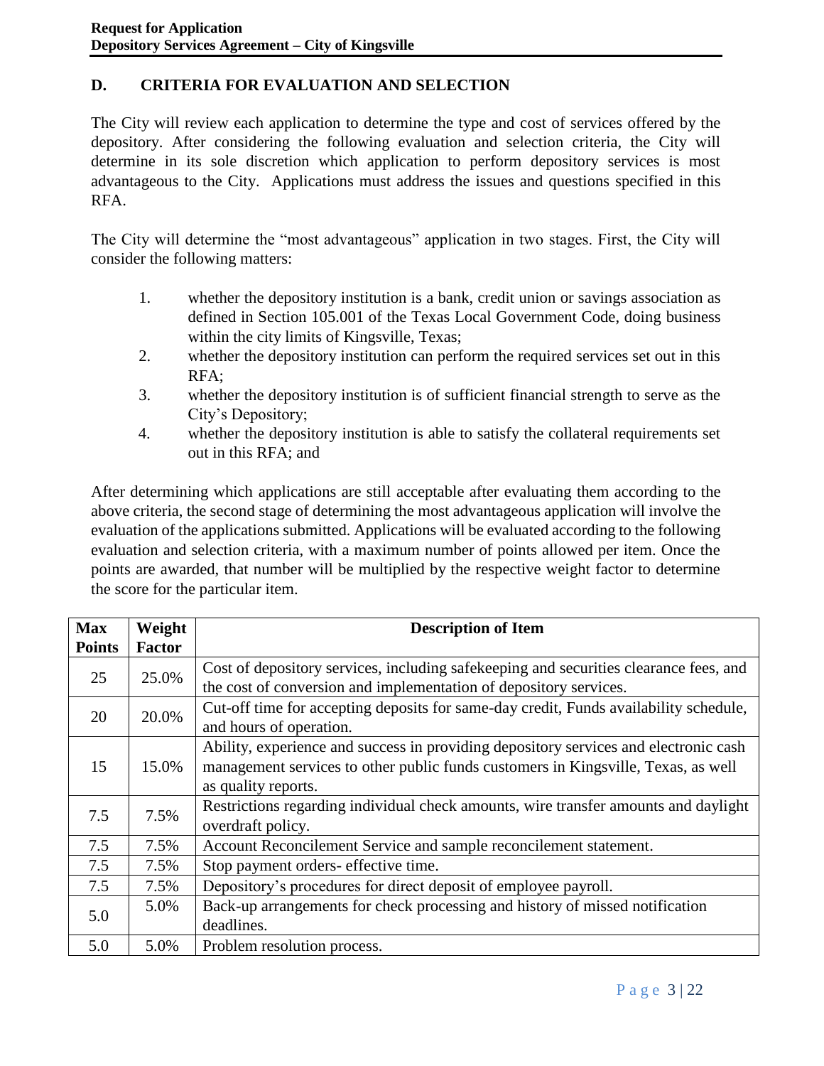## D. CRITERIA FOR EVALUATION AND SELECTION

The City will review each application to determine the type and cost of services offered by the depository. After considering the following evaluation and selection criteria, the City will determine in its sole discretion which application to perform depository services is most advantageous to the City. Applications must address the issues and questions specified in this RFA.

The City will determine the "most advantageous" application in two stages. First, the City will consider the following matters:

1. whether the depository institution is a bank, credit union or savings association as defined in Section 105.001 of the Texas Local Government Code, doing business within the city limits of Kingsville, Texas;
2. whether the depository institution can perform the required services set out in this RFA;
3. whether the depository institution is of sufficient financial strength to serve as the City's Depository;
4. whether the depository institution is able to satisfy the collateral requirements set out in this RFA; and

After determining which applications are still acceptable after evaluating them according to the above criteria, the second stage of determining the most advantageous application will involve the evaluation of the applications submitted. Applications will be evaluated according to the following evaluation and selection criteria, with a maximum number of points allowed per item. Once the points are awarded, that number will be multiplied by the respective weight factor to determine the score for the particular item.

| Max Points | Weight Factor | Description of Item |
|---|---|---|
| 25 | 25.0% | Cost of depository services, including safekeeping and securities clearance fees, and the cost of conversion and implementation of depository services. |
| 20 | 20.0% | Cut-off time for accepting deposits for same-day credit, Funds availability schedule, and hours of operation. |
| 15 | 15.0% | Ability, experience and success in providing depository services and electronic cash management services to other public funds customers in Kingsville, Texas, as well as quality reports. |
| 7.5 | 7.5% | Restrictions regarding individual check amounts, wire transfer amounts and daylight overdraft policy. |
| 7.5 | 7.5% | Account Reconcilement Service and sample reconcilement statement. |
| 7.5 | 7.5% | Stop payment orders- effective time. |
| 7.5 | 7.5% | Depository's procedures for direct deposit of employee payroll. |
| 5.0 | 5.0% | Back-up arrangements for check processing and history of missed notification deadlines. |
| 5.0 | 5.0% | Problem resolution process. |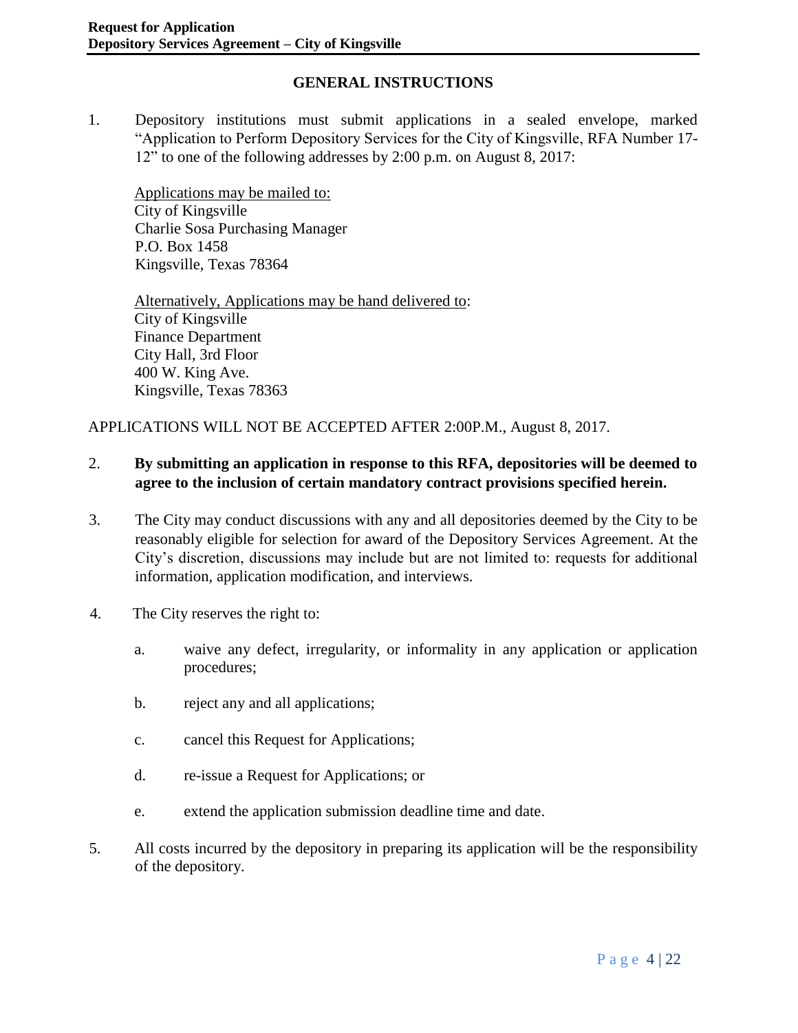## GENERAL INSTRUCTIONS

1. Depository institutions must submit applications in a sealed envelope, marked "Application to Perform Depository Services for the City of Kingsville, RFA Number 17-12" to one of the following addresses by 2:00 p.m. on August 8, 2017:

   Applications may be mailed to:
   City of Kingsville
   Charlie Sosa Purchasing Manager
   P.O. Box 1458
   Kingsville, Texas 78364

   Alternatively, Applications may be hand delivered to:
   City of Kingsville
   Finance Department
   City Hall, 3rd Floor
   400 W. King Ave.
   Kingsville, Texas 78363

APPLICATIONS WILL NOT BE ACCEPTED AFTER 2:00P.M., August 8, 2017.

2. **By submitting an application in response to this RFA, depositories will be deemed to agree to the inclusion of certain mandatory contract provisions specified herein.**

3. The City may conduct discussions with any and all depositories deemed by the City to be reasonably eligible for selection for award of the Depository Services Agreement. At the City's discretion, discussions may include but are not limited to: requests for additional information, application modification, and interviews.

4. The City reserves the right to:

   a. waive any defect, irregularity, or informality in any application or application procedures;

   b. reject any and all applications;

   c. cancel this Request for Applications;

   d. re-issue a Request for Applications; or

   e. extend the application submission deadline time and date.

5. All costs incurred by the depository in preparing its application will be the responsibility of the depository.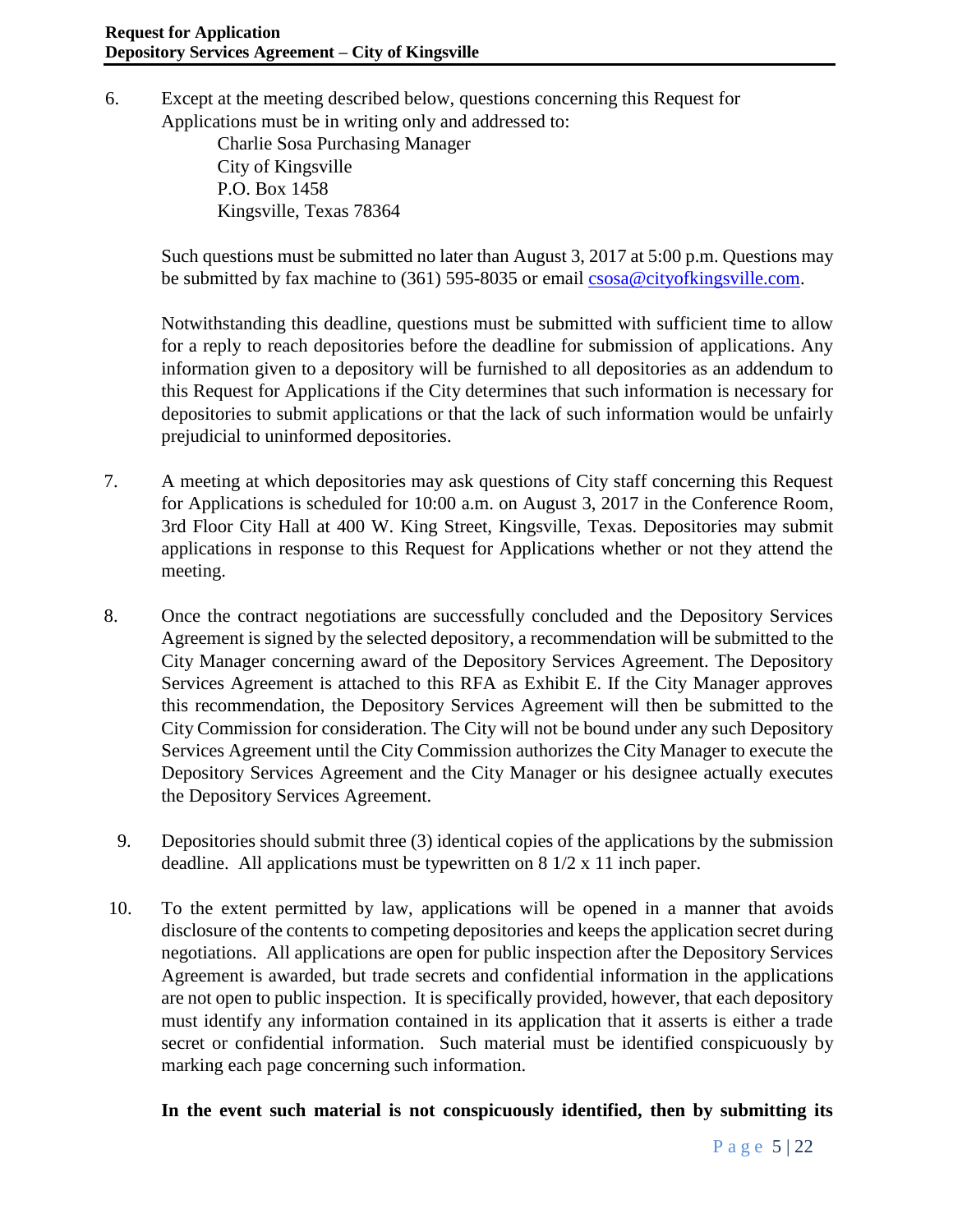6. Except at the meeting described below, questions concerning this Request for Applications must be in writing only and addressed to:

   Charlie Sosa Purchasing Manager
   City of Kingsville
   P.O. Box 1458
   Kingsville, Texas 78364

   Such questions must be submitted no later than August 3, 2017 at 5:00 p.m. Questions may be submitted by fax machine to (361) 595-8035 or email csosa@cityofkingsville.com.

   Notwithstanding this deadline, questions must be submitted with sufficient time to allow for a reply to reach depositories before the deadline for submission of applications. Any information given to a depository will be furnished to all depositories as an addendum to this Request for Applications if the City determines that such information is necessary for depositories to submit applications or that the lack of such information would be unfairly prejudicial to uninformed depositories.

7. A meeting at which depositories may ask questions of City staff concerning this Request for Applications is scheduled for 10:00 a.m. on August 3, 2017 in the Conference Room, 3rd Floor City Hall at 400 W. King Street, Kingsville, Texas. Depositories may submit applications in response to this Request for Applications whether or not they attend the meeting.

8. Once the contract negotiations are successfully concluded and the Depository Services Agreement is signed by the selected depository, a recommendation will be submitted to the City Manager concerning award of the Depository Services Agreement. The Depository Services Agreement is attached to this RFA as Exhibit E. If the City Manager approves this recommendation, the Depository Services Agreement will then be submitted to the City Commission for consideration. The City will not be bound under any such Depository Services Agreement until the City Commission authorizes the City Manager to execute the Depository Services Agreement and the City Manager or his designee actually executes the Depository Services Agreement.

9. Depositories should submit three (3) identical copies of the applications by the submission deadline. All applications must be typewritten on 8 1/2 x 11 inch paper.

10. To the extent permitted by law, applications will be opened in a manner that avoids disclosure of the contents to competing depositories and keeps the application secret during negotiations. All applications are open for public inspection after the Depository Services Agreement is awarded, but trade secrets and confidential information in the applications are not open to public inspection. It is specifically provided, however, that each depository must identify any information contained in its application that it asserts is either a trade secret or confidential information. Such material must be identified conspicuously by marking each page concerning such information.

    **In the event such material is not conspicuously identified, then by submitting its**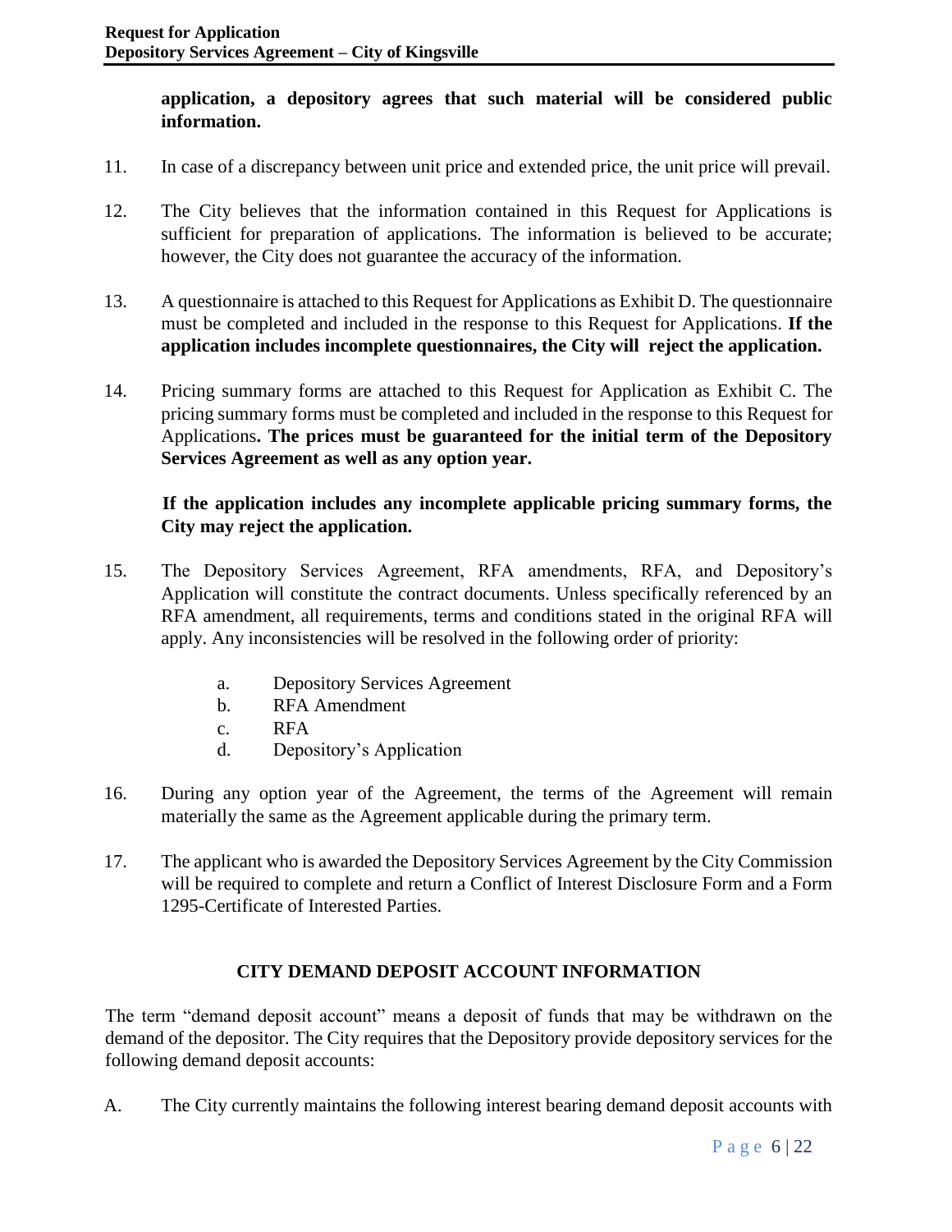**application, a depository agrees that such material will be considered public information.**

11. In case of a discrepancy between unit price and extended price, the unit price will prevail.

12. The City believes that the information contained in this Request for Applications is sufficient for preparation of applications. The information is believed to be accurate; however, the City does not guarantee the accuracy of the information.

13. A questionnaire is attached to this Request for Applications as Exhibit D. The questionnaire must be completed and included in the response to this Request for Applications. **If the application includes incomplete questionnaires, the City will reject the application.**

14. Pricing summary forms are attached to this Request for Application as Exhibit C. The pricing summary forms must be completed and included in the response to this Request for Applications**. The prices must be guaranteed for the initial term of the Depository Services Agreement as well as any option year.**

    **If the application includes any incomplete applicable pricing summary forms, the City may reject the application.**

15. The Depository Services Agreement, RFA amendments, RFA, and Depository's Application will constitute the contract documents. Unless specifically referenced by an RFA amendment, all requirements, terms and conditions stated in the original RFA will apply. Any inconsistencies will be resolved in the following order of priority:

    a. Depository Services Agreement
    b. RFA Amendment
    c. RFA
    d. Depository's Application

16. During any option year of the Agreement, the terms of the Agreement will remain materially the same as the Agreement applicable during the primary term.

17. The applicant who is awarded the Depository Services Agreement by the City Commission will be required to complete and return a Conflict of Interest Disclosure Form and a Form 1295-Certificate of Interested Parties.

## CITY DEMAND DEPOSIT ACCOUNT INFORMATION

The term "demand deposit account" means a deposit of funds that may be withdrawn on the demand of the depositor. The City requires that the Depository provide depository services for the following demand deposit accounts:

A. The City currently maintains the following interest bearing demand deposit accounts with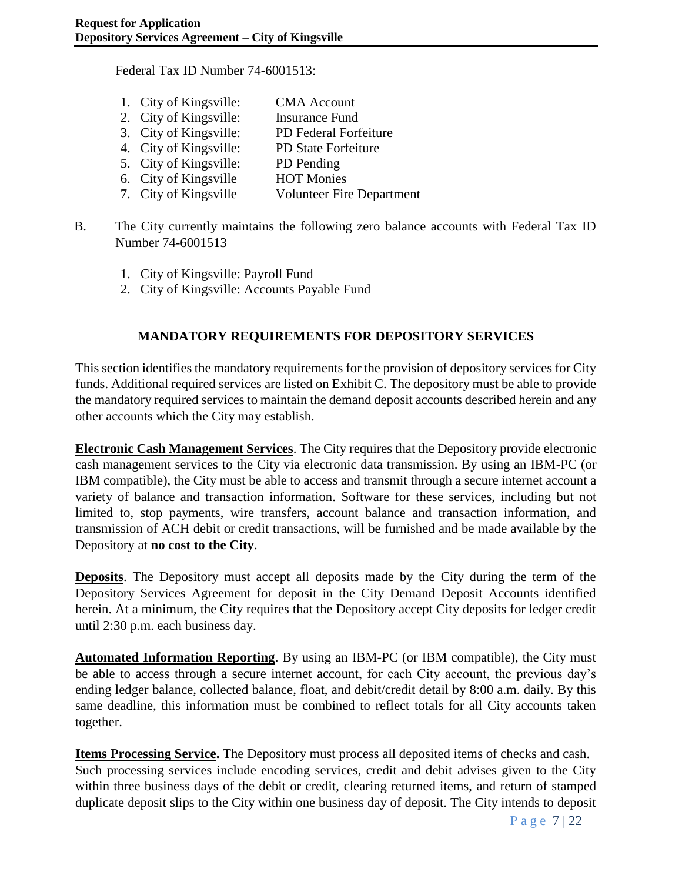Federal Tax ID Number 74-6001513:

1. City of Kingsville: CMA Account
2. City of Kingsville: Insurance Fund
3. City of Kingsville: PD Federal Forfeiture
4. City of Kingsville: PD State Forfeiture
5. City of Kingsville: PD Pending
6. City of Kingsville HOT Monies
7. City of Kingsville Volunteer Fire Department

B. The City currently maintains the following zero balance accounts with Federal Tax ID Number 74-6001513

1. City of Kingsville: Payroll Fund
2. City of Kingsville: Accounts Payable Fund

## MANDATORY REQUIREMENTS FOR DEPOSITORY SERVICES

This section identifies the mandatory requirements for the provision of depository services for City funds. Additional required services are listed on Exhibit C. The depository must be able to provide the mandatory required services to maintain the demand deposit accounts described herein and any other accounts which the City may establish.

**Electronic Cash Management Services**. The City requires that the Depository provide electronic cash management services to the City via electronic data transmission. By using an IBM-PC (or IBM compatible), the City must be able to access and transmit through a secure internet account a variety of balance and transaction information. Software for these services, including but not limited to, stop payments, wire transfers, account balance and transaction information, and transmission of ACH debit or credit transactions, will be furnished and be made available by the Depository at **no cost to the City**.

**Deposits**. The Depository must accept all deposits made by the City during the term of the Depository Services Agreement for deposit in the City Demand Deposit Accounts identified herein. At a minimum, the City requires that the Depository accept City deposits for ledger credit until 2:30 p.m. each business day.

**Automated Information Reporting**. By using an IBM-PC (or IBM compatible), the City must be able to access through a secure internet account, for each City account, the previous day's ending ledger balance, collected balance, float, and debit/credit detail by 8:00 a.m. daily. By this same deadline, this information must be combined to reflect totals for all City accounts taken together.

**Items Processing Service.** The Depository must process all deposited items of checks and cash. Such processing services include encoding services, credit and debit advises given to the City within three business days of the debit or credit, clearing returned items, and return of stamped duplicate deposit slips to the City within one business day of deposit. The City intends to deposit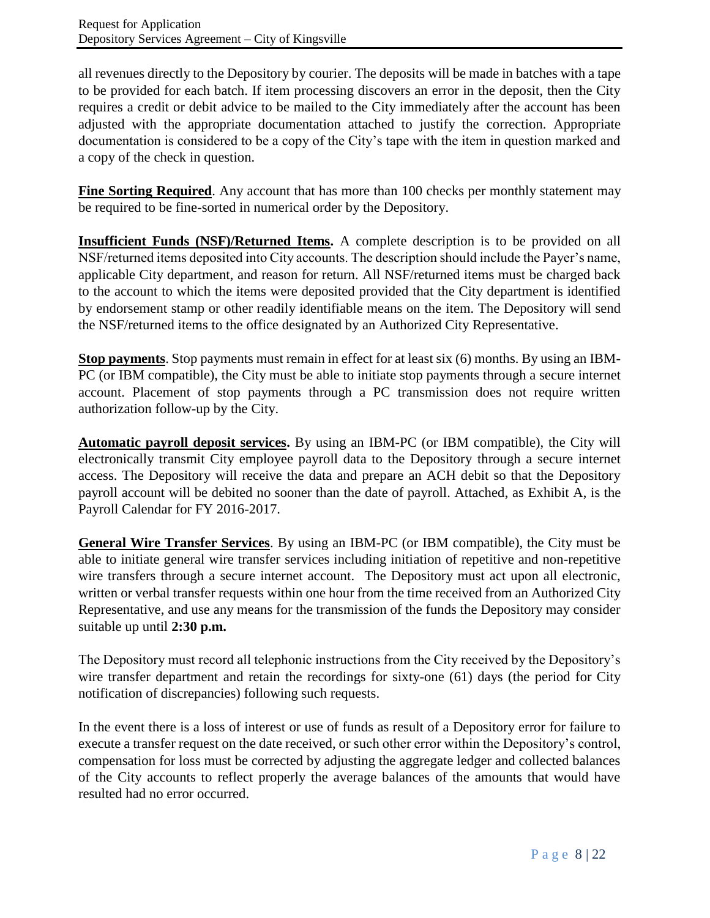all revenues directly to the Depository by courier. The deposits will be made in batches with a tape to be provided for each batch. If item processing discovers an error in the deposit, then the City requires a credit or debit advice to be mailed to the City immediately after the account has been adjusted with the appropriate documentation attached to justify the correction. Appropriate documentation is considered to be a copy of the City's tape with the item in question marked and a copy of the check in question.

**Fine Sorting Required**. Any account that has more than 100 checks per monthly statement may be required to be fine-sorted in numerical order by the Depository.

**Insufficient Funds (NSF)/Returned Items.** A complete description is to be provided on all NSF/returned items deposited into City accounts. The description should include the Payer's name, applicable City department, and reason for return. All NSF/returned items must be charged back to the account to which the items were deposited provided that the City department is identified by endorsement stamp or other readily identifiable means on the item. The Depository will send the NSF/returned items to the office designated by an Authorized City Representative.

**Stop payments**. Stop payments must remain in effect for at least six (6) months. By using an IBM-PC (or IBM compatible), the City must be able to initiate stop payments through a secure internet account. Placement of stop payments through a PC transmission does not require written authorization follow-up by the City.

**Automatic payroll deposit services.** By using an IBM-PC (or IBM compatible), the City will electronically transmit City employee payroll data to the Depository through a secure internet access. The Depository will receive the data and prepare an ACH debit so that the Depository payroll account will be debited no sooner than the date of payroll. Attached, as Exhibit A, is the Payroll Calendar for FY 2016-2017.

**General Wire Transfer Services**. By using an IBM-PC (or IBM compatible), the City must be able to initiate general wire transfer services including initiation of repetitive and non-repetitive wire transfers through a secure internet account. The Depository must act upon all electronic, written or verbal transfer requests within one hour from the time received from an Authorized City Representative, and use any means for the transmission of the funds the Depository may consider suitable up until **2:30 p.m.**

The Depository must record all telephonic instructions from the City received by the Depository's wire transfer department and retain the recordings for sixty-one (61) days (the period for City notification of discrepancies) following such requests.

In the event there is a loss of interest or use of funds as result of a Depository error for failure to execute a transfer request on the date received, or such other error within the Depository's control, compensation for loss must be corrected by adjusting the aggregate ledger and collected balances of the City accounts to reflect properly the average balances of the amounts that would have resulted had no error occurred.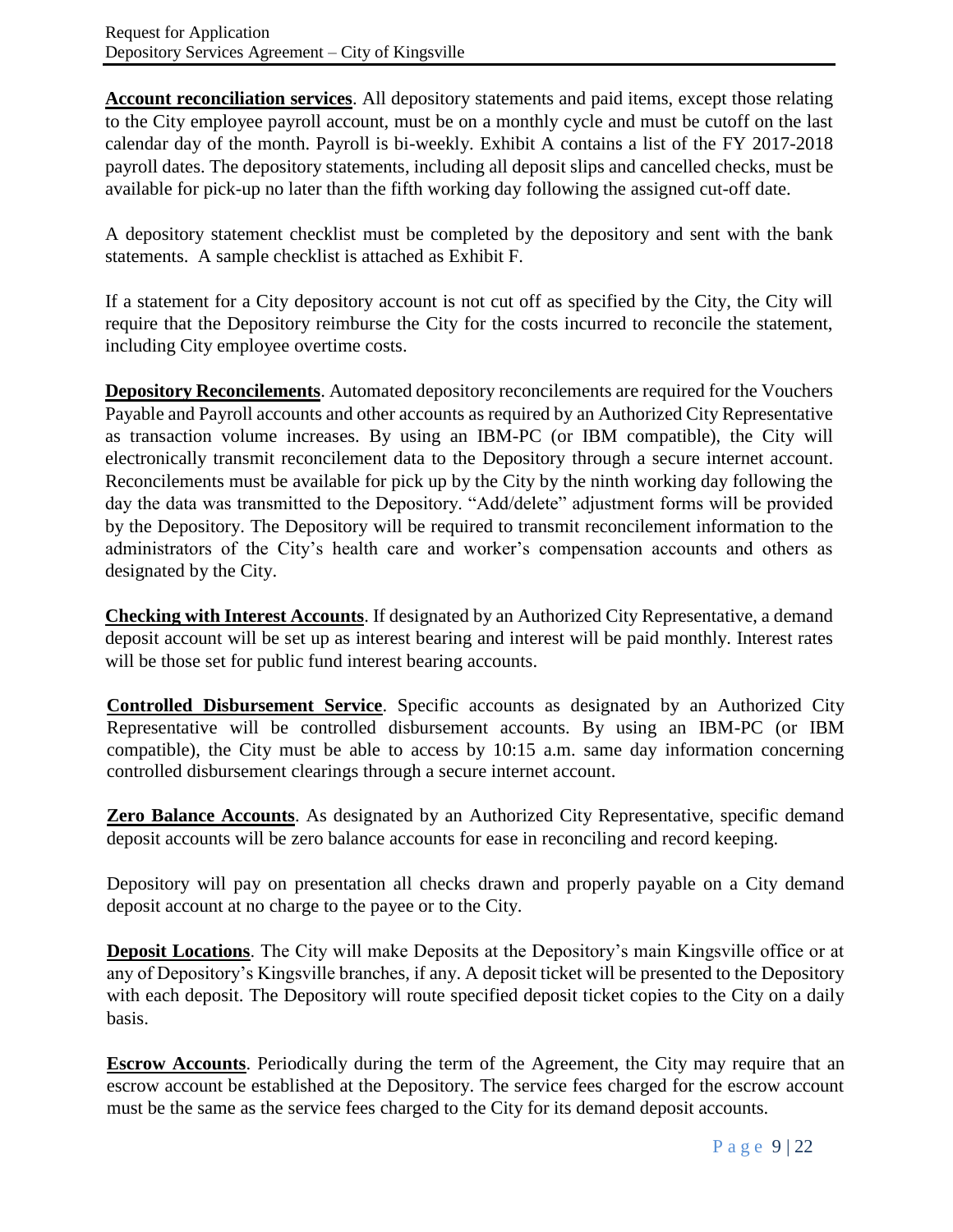**Account reconciliation services**. All depository statements and paid items, except those relating to the City employee payroll account, must be on a monthly cycle and must be cutoff on the last calendar day of the month. Payroll is bi-weekly. Exhibit A contains a list of the FY 2017-2018 payroll dates. The depository statements, including all deposit slips and cancelled checks, must be available for pick-up no later than the fifth working day following the assigned cut-off date.

A depository statement checklist must be completed by the depository and sent with the bank statements. A sample checklist is attached as Exhibit F.

If a statement for a City depository account is not cut off as specified by the City, the City will require that the Depository reimburse the City for the costs incurred to reconcile the statement, including City employee overtime costs.

**Depository Reconcilements**. Automated depository reconcilements are required for the Vouchers Payable and Payroll accounts and other accounts as required by an Authorized City Representative as transaction volume increases. By using an IBM-PC (or IBM compatible), the City will electronically transmit reconcilement data to the Depository through a secure internet account. Reconcilements must be available for pick up by the City by the ninth working day following the day the data was transmitted to the Depository. "Add/delete" adjustment forms will be provided by the Depository. The Depository will be required to transmit reconcilement information to the administrators of the City's health care and worker's compensation accounts and others as designated by the City.

**Checking with Interest Accounts**. If designated by an Authorized City Representative, a demand deposit account will be set up as interest bearing and interest will be paid monthly. Interest rates will be those set for public fund interest bearing accounts.

**Controlled Disbursement Service**. Specific accounts as designated by an Authorized City Representative will be controlled disbursement accounts. By using an IBM-PC (or IBM compatible), the City must be able to access by 10:15 a.m. same day information concerning controlled disbursement clearings through a secure internet account.

**Zero Balance Accounts**. As designated by an Authorized City Representative, specific demand deposit accounts will be zero balance accounts for ease in reconciling and record keeping.

Depository will pay on presentation all checks drawn and properly payable on a City demand deposit account at no charge to the payee or to the City.

**Deposit Locations**. The City will make Deposits at the Depository's main Kingsville office or at any of Depository's Kingsville branches, if any. A deposit ticket will be presented to the Depository with each deposit. The Depository will route specified deposit ticket copies to the City on a daily basis.

**Escrow Accounts**. Periodically during the term of the Agreement, the City may require that an escrow account be established at the Depository. The service fees charged for the escrow account must be the same as the service fees charged to the City for its demand deposit accounts.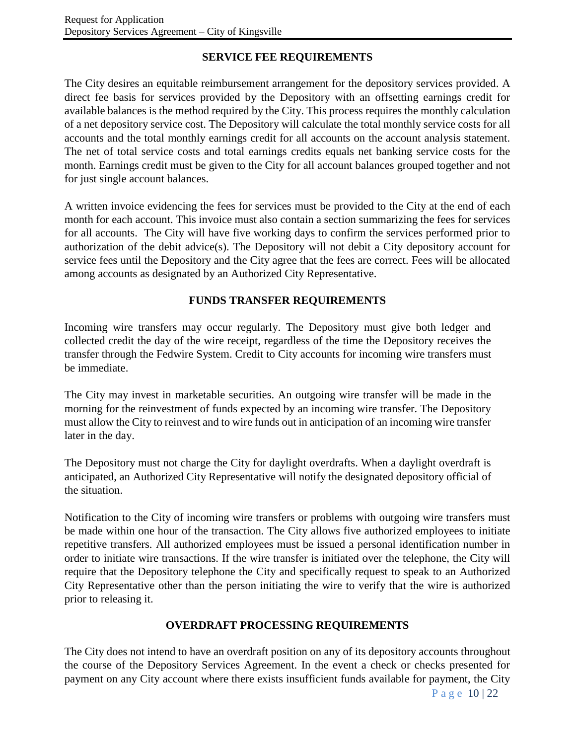## SERVICE FEE REQUIREMENTS

The City desires an equitable reimbursement arrangement for the depository services provided. A direct fee basis for services provided by the Depository with an offsetting earnings credit for available balances is the method required by the City. This process requires the monthly calculation of a net depository service cost. The Depository will calculate the total monthly service costs for all accounts and the total monthly earnings credit for all accounts on the account analysis statement. The net of total service costs and total earnings credits equals net banking service costs for the month. Earnings credit must be given to the City for all account balances grouped together and not for just single account balances.

A written invoice evidencing the fees for services must be provided to the City at the end of each month for each account. This invoice must also contain a section summarizing the fees for services for all accounts. The City will have five working days to confirm the services performed prior to authorization of the debit advice(s). The Depository will not debit a City depository account for service fees until the Depository and the City agree that the fees are correct. Fees will be allocated among accounts as designated by an Authorized City Representative.

## FUNDS TRANSFER REQUIREMENTS

Incoming wire transfers may occur regularly. The Depository must give both ledger and collected credit the day of the wire receipt, regardless of the time the Depository receives the transfer through the Fedwire System. Credit to City accounts for incoming wire transfers must be immediate.

The City may invest in marketable securities. An outgoing wire transfer will be made in the morning for the reinvestment of funds expected by an incoming wire transfer. The Depository must allow the City to reinvest and to wire funds out in anticipation of an incoming wire transfer later in the day.

The Depository must not charge the City for daylight overdrafts. When a daylight overdraft is anticipated, an Authorized City Representative will notify the designated depository official of the situation.

Notification to the City of incoming wire transfers or problems with outgoing wire transfers must be made within one hour of the transaction. The City allows five authorized employees to initiate repetitive transfers. All authorized employees must be issued a personal identification number in order to initiate wire transactions. If the wire transfer is initiated over the telephone, the City will require that the Depository telephone the City and specifically request to speak to an Authorized City Representative other than the person initiating the wire to verify that the wire is authorized prior to releasing it.

## OVERDRAFT PROCESSING REQUIREMENTS

The City does not intend to have an overdraft position on any of its depository accounts throughout the course of the Depository Services Agreement. In the event a check or checks presented for payment on any City account where there exists insufficient funds available for payment, the City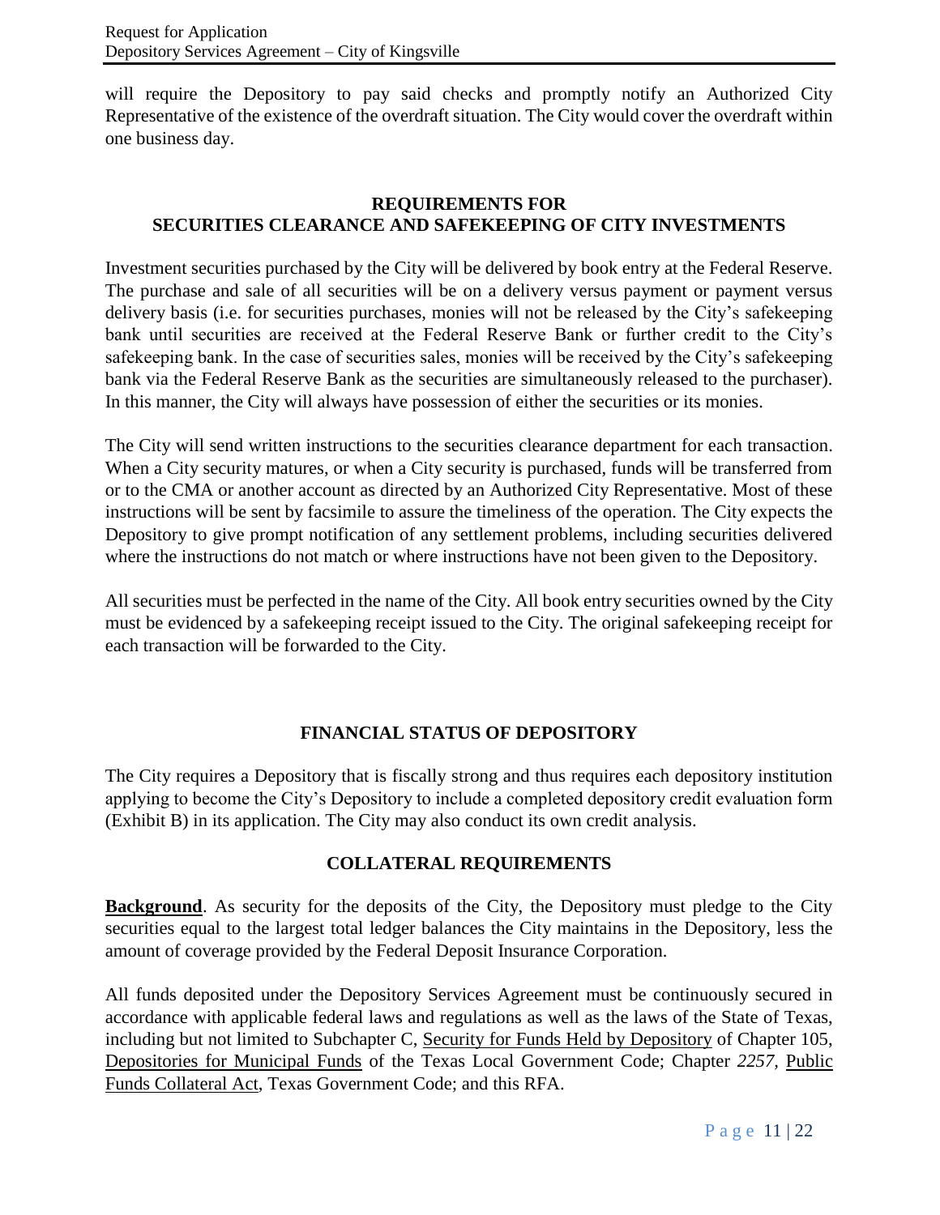will require the Depository to pay said checks and promptly notify an Authorized City Representative of the existence of the overdraft situation. The City would cover the overdraft within one business day.

## REQUIREMENTS FOR SECURITIES CLEARANCE AND SAFEKEEPING OF CITY INVESTMENTS

Investment securities purchased by the City will be delivered by book entry at the Federal Reserve. The purchase and sale of all securities will be on a delivery versus payment or payment versus delivery basis (i.e. for securities purchases, monies will not be released by the City's safekeeping bank until securities are received at the Federal Reserve Bank or further credit to the City's safekeeping bank. In the case of securities sales, monies will be received by the City's safekeeping bank via the Federal Reserve Bank as the securities are simultaneously released to the purchaser). In this manner, the City will always have possession of either the securities or its monies.

The City will send written instructions to the securities clearance department for each transaction. When a City security matures, or when a City security is purchased, funds will be transferred from or to the CMA or another account as directed by an Authorized City Representative. Most of these instructions will be sent by facsimile to assure the timeliness of the operation. The City expects the Depository to give prompt notification of any settlement problems, including securities delivered where the instructions do not match or where instructions have not been given to the Depository.

All securities must be perfected in the name of the City. All book entry securities owned by the City must be evidenced by a safekeeping receipt issued to the City. The original safekeeping receipt for each transaction will be forwarded to the City.

## FINANCIAL STATUS OF DEPOSITORY

The City requires a Depository that is fiscally strong and thus requires each depository institution applying to become the City's Depository to include a completed depository credit evaluation form (Exhibit B) in its application. The City may also conduct its own credit analysis.

## COLLATERAL REQUIREMENTS

**Background**. As security for the deposits of the City, the Depository must pledge to the City securities equal to the largest total ledger balances the City maintains in the Depository, less the amount of coverage provided by the Federal Deposit Insurance Corporation.

All funds deposited under the Depository Services Agreement must be continuously secured in accordance with applicable federal laws and regulations as well as the laws of the State of Texas, including but not limited to Subchapter C, Security for Funds Held by Depository of Chapter 105, Depositories for Municipal Funds of the Texas Local Government Code; Chapter *2257*, Public Funds Collateral Act, Texas Government Code; and this RFA.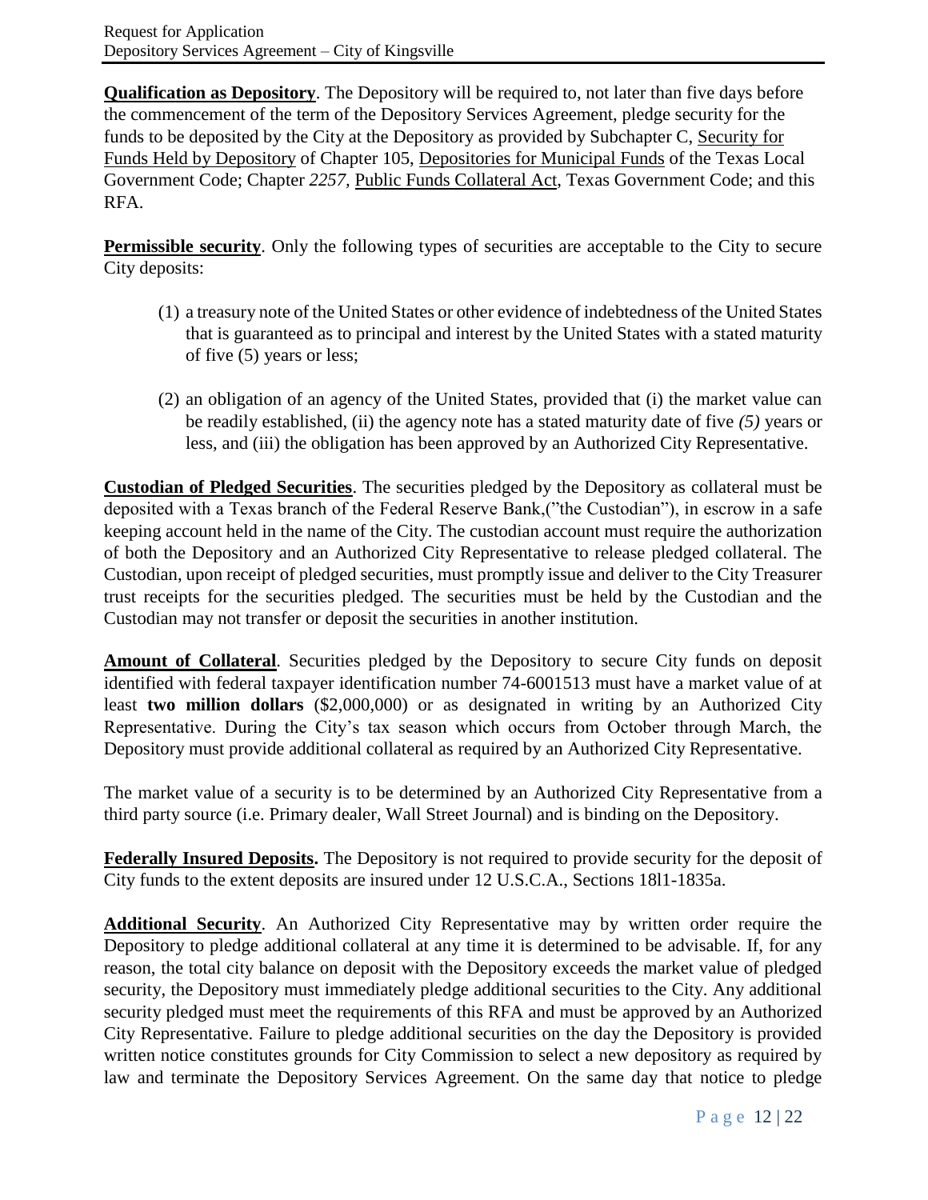**Qualification as Depository**. The Depository will be required to, not later than five days before the commencement of the term of the Depository Services Agreement, pledge security for the funds to be deposited by the City at the Depository as provided by Subchapter C, Security for Funds Held by Depository of Chapter 105, Depositories for Municipal Funds of the Texas Local Government Code; Chapter *2257*, Public Funds Collateral Act, Texas Government Code; and this RFA.

**Permissible security**. Only the following types of securities are acceptable to the City to secure City deposits:

(1) a treasury note of the United States or other evidence of indebtedness of the United States that is guaranteed as to principal and interest by the United States with a stated maturity of five (5) years or less;

(2) an obligation of an agency of the United States, provided that (i) the market value can be readily established, (ii) the agency note has a stated maturity date of five *(5)* years or less, and (iii) the obligation has been approved by an Authorized City Representative.

**Custodian of Pledged Securities**. The securities pledged by the Depository as collateral must be deposited with a Texas branch of the Federal Reserve Bank,("the Custodian"), in escrow in a safe keeping account held in the name of the City. The custodian account must require the authorization of both the Depository and an Authorized City Representative to release pledged collateral. The Custodian, upon receipt of pledged securities, must promptly issue and deliver to the City Treasurer trust receipts for the securities pledged. The securities must be held by the Custodian and the Custodian may not transfer or deposit the securities in another institution.

**Amount of Collateral**. Securities pledged by the Depository to secure City funds on deposit identified with federal taxpayer identification number 74-6001513 must have a market value of at least **two million dollars** ($2,000,000) or as designated in writing by an Authorized City Representative. During the City's tax season which occurs from October through March, the Depository must provide additional collateral as required by an Authorized City Representative.

The market value of a security is to be determined by an Authorized City Representative from a third party source (i.e. Primary dealer, Wall Street Journal) and is binding on the Depository.

**Federally Insured Deposits.** The Depository is not required to provide security for the deposit of City funds to the extent deposits are insured under 12 U.S.C.A., Sections 18l1-1835a.

**Additional Security**. An Authorized City Representative may by written order require the Depository to pledge additional collateral at any time it is determined to be advisable. If, for any reason, the total city balance on deposit with the Depository exceeds the market value of pledged security, the Depository must immediately pledge additional securities to the City. Any additional security pledged must meet the requirements of this RFA and must be approved by an Authorized City Representative. Failure to pledge additional securities on the day the Depository is provided written notice constitutes grounds for City Commission to select a new depository as required by law and terminate the Depository Services Agreement. On the same day that notice to pledge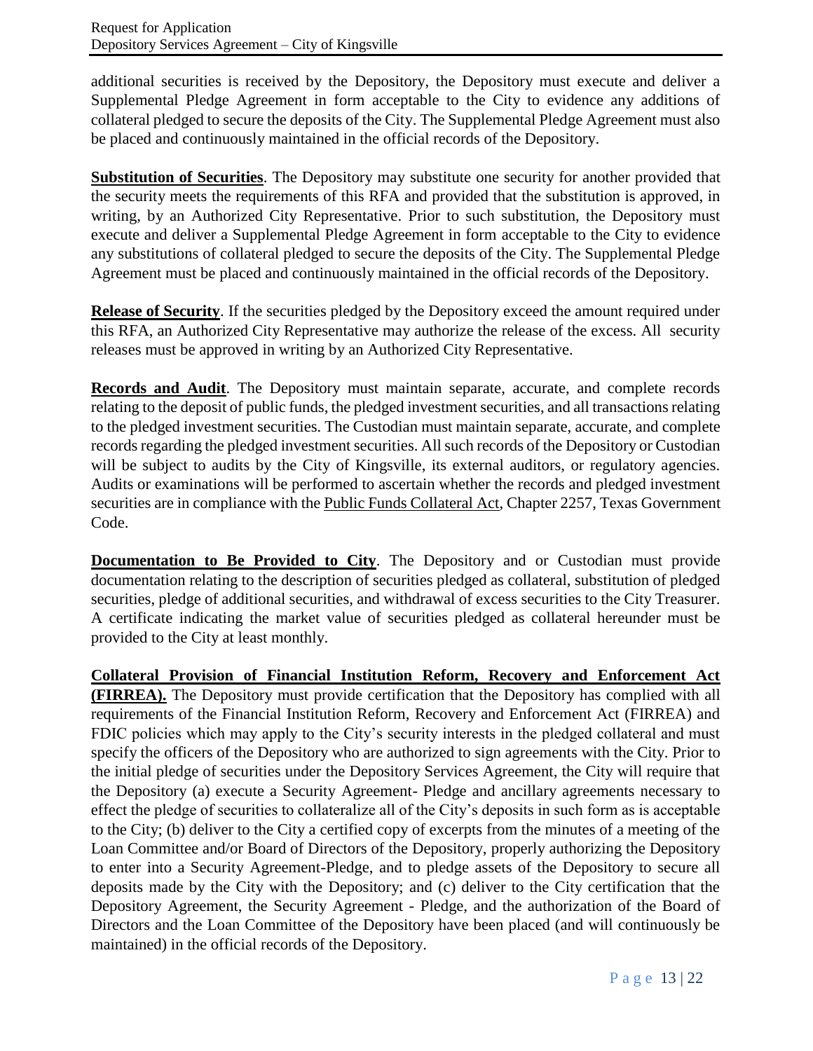additional securities is received by the Depository, the Depository must execute and deliver a Supplemental Pledge Agreement in form acceptable to the City to evidence any additions of collateral pledged to secure the deposits of the City. The Supplemental Pledge Agreement must also be placed and continuously maintained in the official records of the Depository.

**Substitution of Securities**. The Depository may substitute one security for another provided that the security meets the requirements of this RFA and provided that the substitution is approved, in writing, by an Authorized City Representative. Prior to such substitution, the Depository must execute and deliver a Supplemental Pledge Agreement in form acceptable to the City to evidence any substitutions of collateral pledged to secure the deposits of the City. The Supplemental Pledge Agreement must be placed and continuously maintained in the official records of the Depository.

**Release of Security**. If the securities pledged by the Depository exceed the amount required under this RFA, an Authorized City Representative may authorize the release of the excess. All security releases must be approved in writing by an Authorized City Representative.

**Records and Audit**. The Depository must maintain separate, accurate, and complete records relating to the deposit of public funds, the pledged investment securities, and all transactions relating to the pledged investment securities. The Custodian must maintain separate, accurate, and complete records regarding the pledged investment securities. All such records of the Depository or Custodian will be subject to audits by the City of Kingsville, its external auditors, or regulatory agencies. Audits or examinations will be performed to ascertain whether the records and pledged investment securities are in compliance with the Public Funds Collateral Act, Chapter 2257, Texas Government Code.

**Documentation to Be Provided to City**. The Depository and or Custodian must provide documentation relating to the description of securities pledged as collateral, substitution of pledged securities, pledge of additional securities, and withdrawal of excess securities to the City Treasurer. A certificate indicating the market value of securities pledged as collateral hereunder must be provided to the City at least monthly.

**Collateral Provision of Financial Institution Reform, Recovery and Enforcement Act (FIRREA).** The Depository must provide certification that the Depository has complied with all requirements of the Financial Institution Reform, Recovery and Enforcement Act (FIRREA) and FDIC policies which may apply to the City's security interests in the pledged collateral and must specify the officers of the Depository who are authorized to sign agreements with the City. Prior to the initial pledge of securities under the Depository Services Agreement, the City will require that the Depository (a) execute a Security Agreement- Pledge and ancillary agreements necessary to effect the pledge of securities to collateralize all of the City's deposits in such form as is acceptable to the City; (b) deliver to the City a certified copy of excerpts from the minutes of a meeting of the Loan Committee and/or Board of Directors of the Depository, properly authorizing the Depository to enter into a Security Agreement-Pledge, and to pledge assets of the Depository to secure all deposits made by the City with the Depository; and (c) deliver to the City certification that the Depository Agreement, the Security Agreement - Pledge, and the authorization of the Board of Directors and the Loan Committee of the Depository have been placed (and will continuously be maintained) in the official records of the Depository.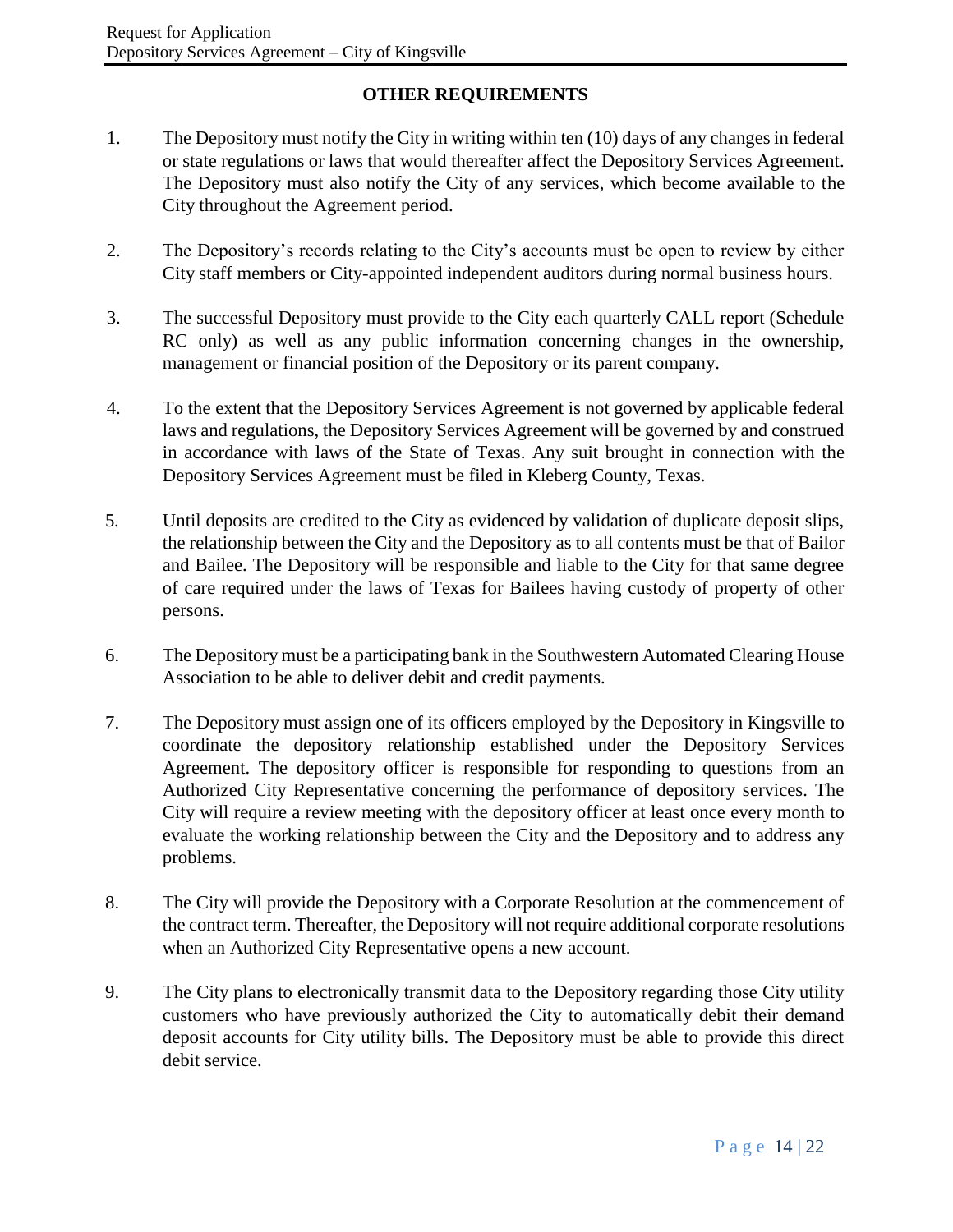## OTHER REQUIREMENTS

1. The Depository must notify the City in writing within ten (10) days of any changes in federal or state regulations or laws that would thereafter affect the Depository Services Agreement. The Depository must also notify the City of any services, which become available to the City throughout the Agreement period.

2. The Depository's records relating to the City's accounts must be open to review by either City staff members or City-appointed independent auditors during normal business hours.

3. The successful Depository must provide to the City each quarterly CALL report (Schedule RC only) as well as any public information concerning changes in the ownership, management or financial position of the Depository or its parent company.

4. To the extent that the Depository Services Agreement is not governed by applicable federal laws and regulations, the Depository Services Agreement will be governed by and construed in accordance with laws of the State of Texas. Any suit brought in connection with the Depository Services Agreement must be filed in Kleberg County, Texas.

5. Until deposits are credited to the City as evidenced by validation of duplicate deposit slips, the relationship between the City and the Depository as to all contents must be that of Bailor and Bailee. The Depository will be responsible and liable to the City for that same degree of care required under the laws of Texas for Bailees having custody of property of other persons.

6. The Depository must be a participating bank in the Southwestern Automated Clearing House Association to be able to deliver debit and credit payments.

7. The Depository must assign one of its officers employed by the Depository in Kingsville to coordinate the depository relationship established under the Depository Services Agreement. The depository officer is responsible for responding to questions from an Authorized City Representative concerning the performance of depository services. The City will require a review meeting with the depository officer at least once every month to evaluate the working relationship between the City and the Depository and to address any problems.

8. The City will provide the Depository with a Corporate Resolution at the commencement of the contract term. Thereafter, the Depository will not require additional corporate resolutions when an Authorized City Representative opens a new account.

9. The City plans to electronically transmit data to the Depository regarding those City utility customers who have previously authorized the City to automatically debit their demand deposit accounts for City utility bills. The Depository must be able to provide this direct debit service.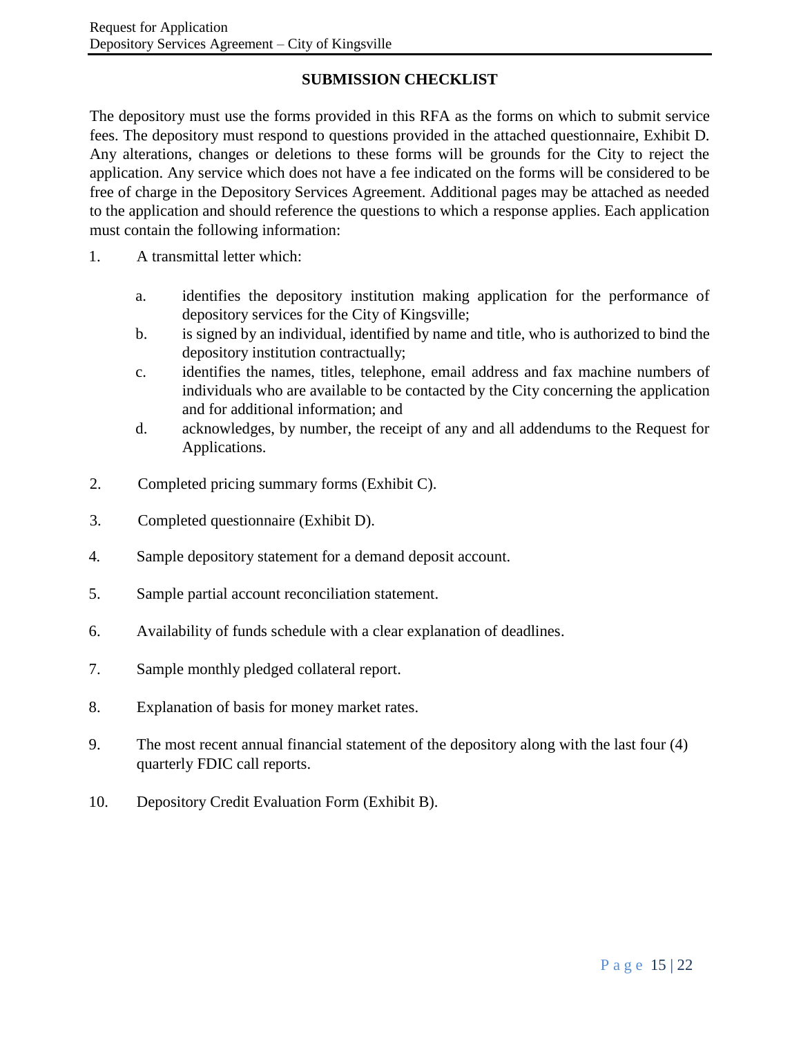## SUBMISSION CHECKLIST

The depository must use the forms provided in this RFA as the forms on which to submit service fees. The depository must respond to questions provided in the attached questionnaire, Exhibit D. Any alterations, changes or deletions to these forms will be grounds for the City to reject the application. Any service which does not have a fee indicated on the forms will be considered to be free of charge in the Depository Services Agreement. Additional pages may be attached as needed to the application and should reference the questions to which a response applies. Each application must contain the following information:

1. A transmittal letter which:

   a. identifies the depository institution making application for the performance of depository services for the City of Kingsville;
   b. is signed by an individual, identified by name and title, who is authorized to bind the depository institution contractually;
   c. identifies the names, titles, telephone, email address and fax machine numbers of individuals who are available to be contacted by the City concerning the application and for additional information; and
   d. acknowledges, by number, the receipt of any and all addendums to the Request for Applications.

2. Completed pricing summary forms (Exhibit C).

3. Completed questionnaire (Exhibit D).

4. Sample depository statement for a demand deposit account.

5. Sample partial account reconciliation statement.

6. Availability of funds schedule with a clear explanation of deadlines.

7. Sample monthly pledged collateral report.

8. Explanation of basis for money market rates.

9. The most recent annual financial statement of the depository along with the last four (4) quarterly FDIC call reports.

10. Depository Credit Evaluation Form (Exhibit B).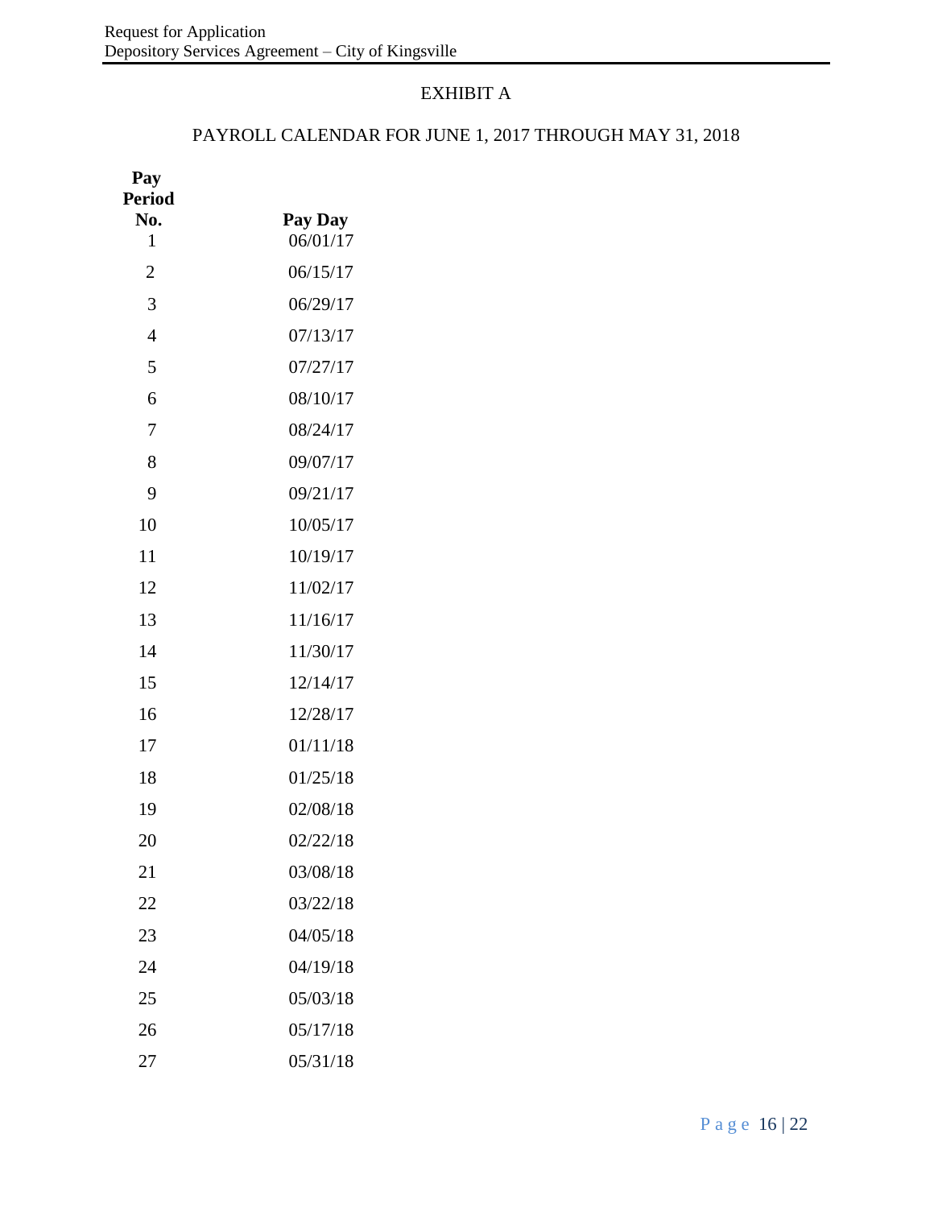# EXHIBIT A

## PAYROLL CALENDAR FOR JUNE 1, 2017 THROUGH MAY 31, 2018

| Pay Period No. | Pay Day |
|---|---|
| 1 | 06/01/17 |
| 2 | 06/15/17 |
| 3 | 06/29/17 |
| 4 | 07/13/17 |
| 5 | 07/27/17 |
| 6 | 08/10/17 |
| 7 | 08/24/17 |
| 8 | 09/07/17 |
| 9 | 09/21/17 |
| 10 | 10/05/17 |
| 11 | 10/19/17 |
| 12 | 11/02/17 |
| 13 | 11/16/17 |
| 14 | 11/30/17 |
| 15 | 12/14/17 |
| 16 | 12/28/17 |
| 17 | 01/11/18 |
| 18 | 01/25/18 |
| 19 | 02/08/18 |
| 20 | 02/22/18 |
| 21 | 03/08/18 |
| 22 | 03/22/18 |
| 23 | 04/05/18 |
| 24 | 04/19/18 |
| 25 | 05/03/18 |
| 26 | 05/17/18 |
| 27 | 05/31/18 |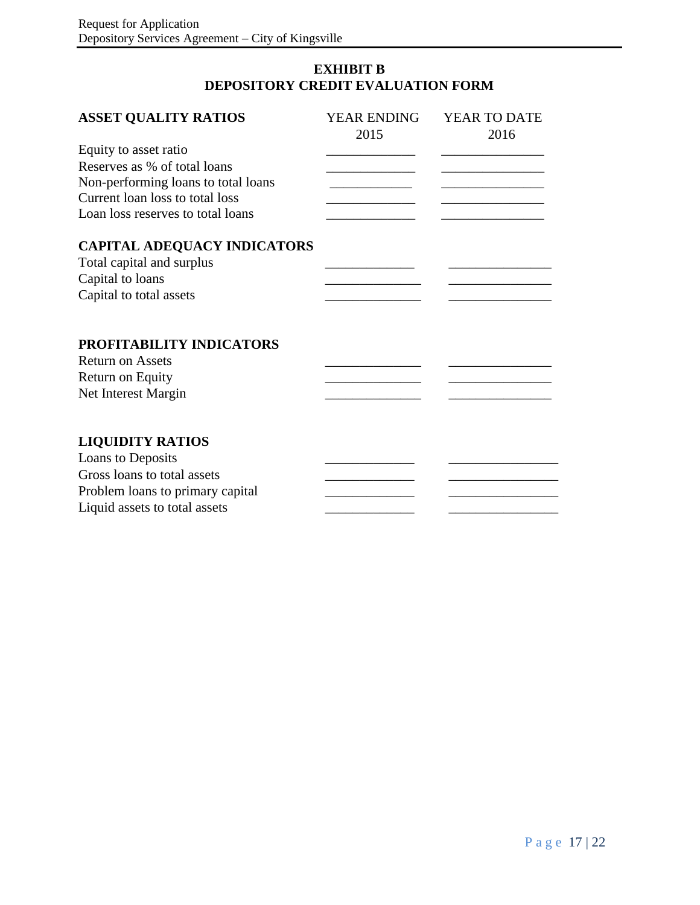## EXHIBIT B
## DEPOSITORY CREDIT EVALUATION FORM

| ASSET QUALITY RATIOS | YEAR ENDING 2015 | YEAR TO DATE 2016 |
|---|---|---|
| Equity to asset ratio | ____________ | ______________ |
| Reserves as % of total loans | ____________ | ______________ |
| Non-performing loans to total loans | ___________ | ______________ |
| Current loan loss to total loss | ____________ | ______________ |
| Loan loss reserves to total loans | ____________ | ______________ |
| **CAPITAL ADEQUACY INDICATORS** | | |
| Total capital and surplus | ____________ | ______________ |
| Capital to loans | _____________ | ______________ |
| Capital to total assets | _____________ | ______________ |
| **PROFITABILITY INDICATORS** | | |
| Return on Assets | _____________ | ______________ |
| Return on Equity | _____________ | ______________ |
| Net Interest Margin | _____________ | ______________ |
| **LIQUIDITY RATIOS** | | |
| Loans to Deposits | ____________ | _______________ |
| Gross loans to total assets | ____________ | _______________ |
| Problem loans to primary capital | ____________ | _______________ |
| Liquid assets to total assets | ____________ | _______________ |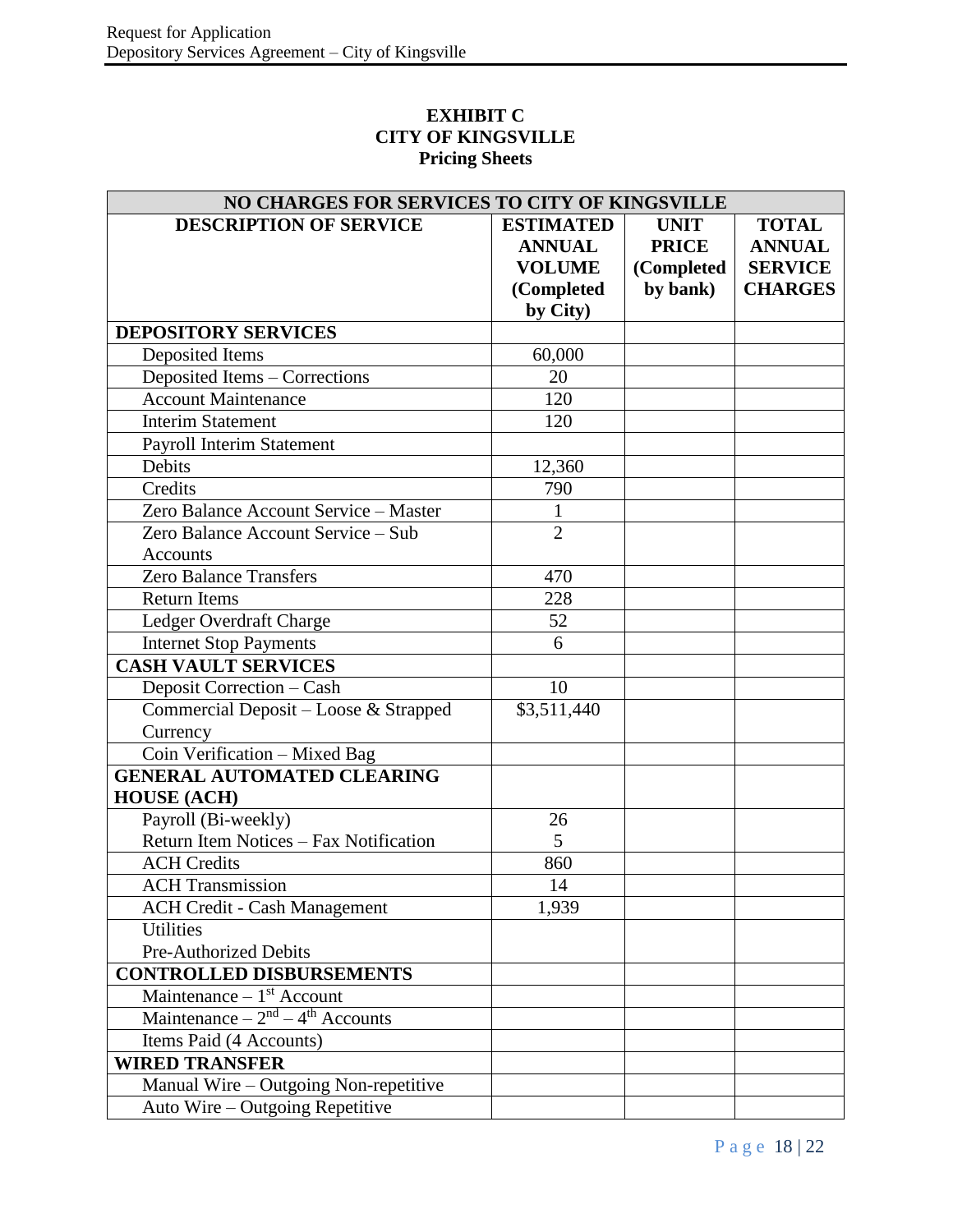**EXHIBIT C**
**CITY OF KINGSVILLE**
**Pricing Sheets**

| NO CHARGES FOR SERVICES TO CITY OF KINGSVILLE | | | |
|---|---|---|---|
| **DESCRIPTION OF SERVICE** | **ESTIMATED ANNUAL VOLUME (Completed by City)** | **UNIT PRICE (Completed by bank)** | **TOTAL ANNUAL SERVICE CHARGES** |
| **DEPOSITORY SERVICES** | | | |
| Deposited Items | 60,000 | | |
| Deposited Items – Corrections | 20 | | |
| Account Maintenance | 120 | | |
| Interim Statement | 120 | | |
| Payroll Interim Statement | | | |
| Debits | 12,360 | | |
| Credits | 790 | | |
| Zero Balance Account Service – Master | 1 | | |
| Zero Balance Account Service – Sub Accounts | 2 | | |
| Zero Balance Transfers | 470 | | |
| Return Items | 228 | | |
| Ledger Overdraft Charge | 52 | | |
| Internet Stop Payments | 6 | | |
| **CASH VAULT SERVICES** | | | |
| Deposit Correction – Cash | 10 | | |
| Commercial Deposit – Loose & Strapped Currency | $3,511,440 | | |
| Coin Verification – Mixed Bag | | | |
| **GENERAL AUTOMATED CLEARING HOUSE (ACH)** | | | |
| Payroll (Bi-weekly)<br>Return Item Notices – Fax Notification | 26<br>5 | | |
| ACH Credits | 860 | | |
| ACH Transmission | 14 | | |
| ACH Credit - Cash Management | 1,939 | | |
| Utilities<br>Pre-Authorized Debits | | | |
| **CONTROLLED DISBURSEMENTS** | | | |
| Maintenance – 1st Account | | | |
| Maintenance – 2nd – 4th Accounts | | | |
| Items Paid (4 Accounts) | | | |
| **WIRED TRANSFER** | | | |
| Manual Wire – Outgoing Non-repetitive | | | |
| Auto Wire – Outgoing Repetitive | | | |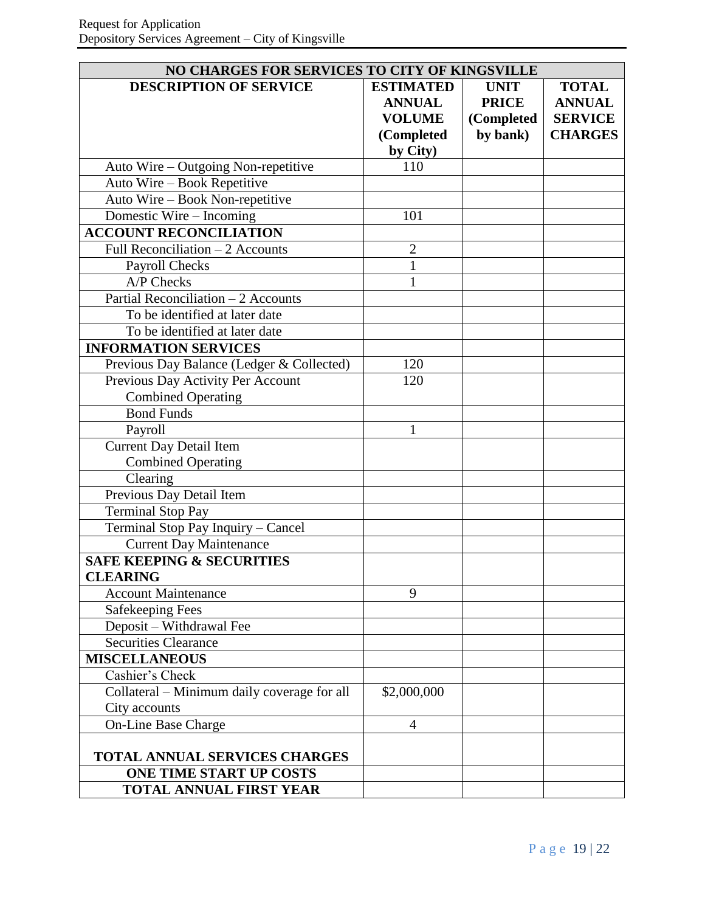| NO CHARGES FOR SERVICES TO CITY OF KINGSVILLE | | | |
|---|---|---|---|
| **DESCRIPTION OF SERVICE** | **ESTIMATED ANNUAL VOLUME (Completed by City)** | **UNIT PRICE (Completed by bank)** | **TOTAL ANNUAL SERVICE CHARGES** |
| Auto Wire – Outgoing Non-repetitive | 110 | | |
| Auto Wire – Book Repetitive | | | |
| Auto Wire – Book Non-repetitive | | | |
| Domestic Wire – Incoming | 101 | | |
| **ACCOUNT RECONCILIATION** | | | |
| Full Reconciliation – 2 Accounts | 2 | | |
| Payroll Checks | 1 | | |
| A/P Checks | 1 | | |
| Partial Reconciliation – 2 Accounts | | | |
| To be identified at later date | | | |
| To be identified at later date | | | |
| **INFORMATION SERVICES** | | | |
| Previous Day Balance (Ledger & Collected) | 120 | | |
| Previous Day Activity Per Account Combined Operating | 120 | | |
| Bond Funds | | | |
| Payroll | 1 | | |
| Current Day Detail Item Combined Operating | | | |
| Clearing | | | |
| Previous Day Detail Item | | | |
| Terminal Stop Pay | | | |
| Terminal Stop Pay Inquiry – Cancel | | | |
| Current Day Maintenance | | | |
| **SAFE KEEPING & SECURITIES CLEARING** | | | |
| Account Maintenance | 9 | | |
| Safekeeping Fees | | | |
| Deposit – Withdrawal Fee | | | |
| Securities Clearance | | | |
| **MISCELLANEOUS** | | | |
| Cashier's Check | | | |
| Collateral – Minimum daily coverage for all City accounts | $2,000,000 | | |
| On-Line Base Charge | 4 | | |
| **TOTAL ANNUAL SERVICES CHARGES** | | | |
| **ONE TIME START UP COSTS** | | | |
| **TOTAL ANNUAL FIRST YEAR** | | | |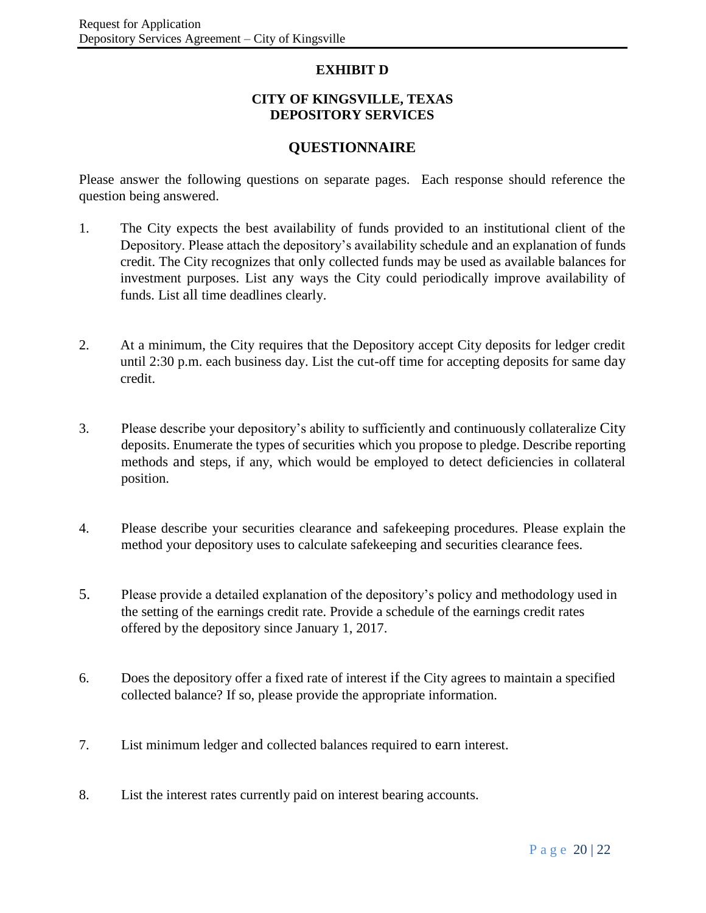# EXHIBIT D

## CITY OF KINGSVILLE, TEXAS
## DEPOSITORY SERVICES

## QUESTIONNAIRE

Please answer the following questions on separate pages. Each response should reference the question being answered.

1. The City expects the best availability of funds provided to an institutional client of the Depository. Please attach the depository's availability schedule and an explanation of funds credit. The City recognizes that only collected funds may be used as available balances for investment purposes. List any ways the City could periodically improve availability of funds. List all time deadlines clearly.

2. At a minimum, the City requires that the Depository accept City deposits for ledger credit until 2:30 p.m. each business day. List the cut-off time for accepting deposits for same day credit.

3. Please describe your depository's ability to sufficiently and continuously collateralize City deposits. Enumerate the types of securities which you propose to pledge. Describe reporting methods and steps, if any, which would be employed to detect deficiencies in collateral position.

4. Please describe your securities clearance and safekeeping procedures. Please explain the method your depository uses to calculate safekeeping and securities clearance fees.

5. Please provide a detailed explanation of the depository's policy and methodology used in the setting of the earnings credit rate. Provide a schedule of the earnings credit rates offered by the depository since January 1, 2017.

6. Does the depository offer a fixed rate of interest if the City agrees to maintain a specified collected balance? If so, please provide the appropriate information.

7. List minimum ledger and collected balances required to earn interest.

8. List the interest rates currently paid on interest bearing accounts.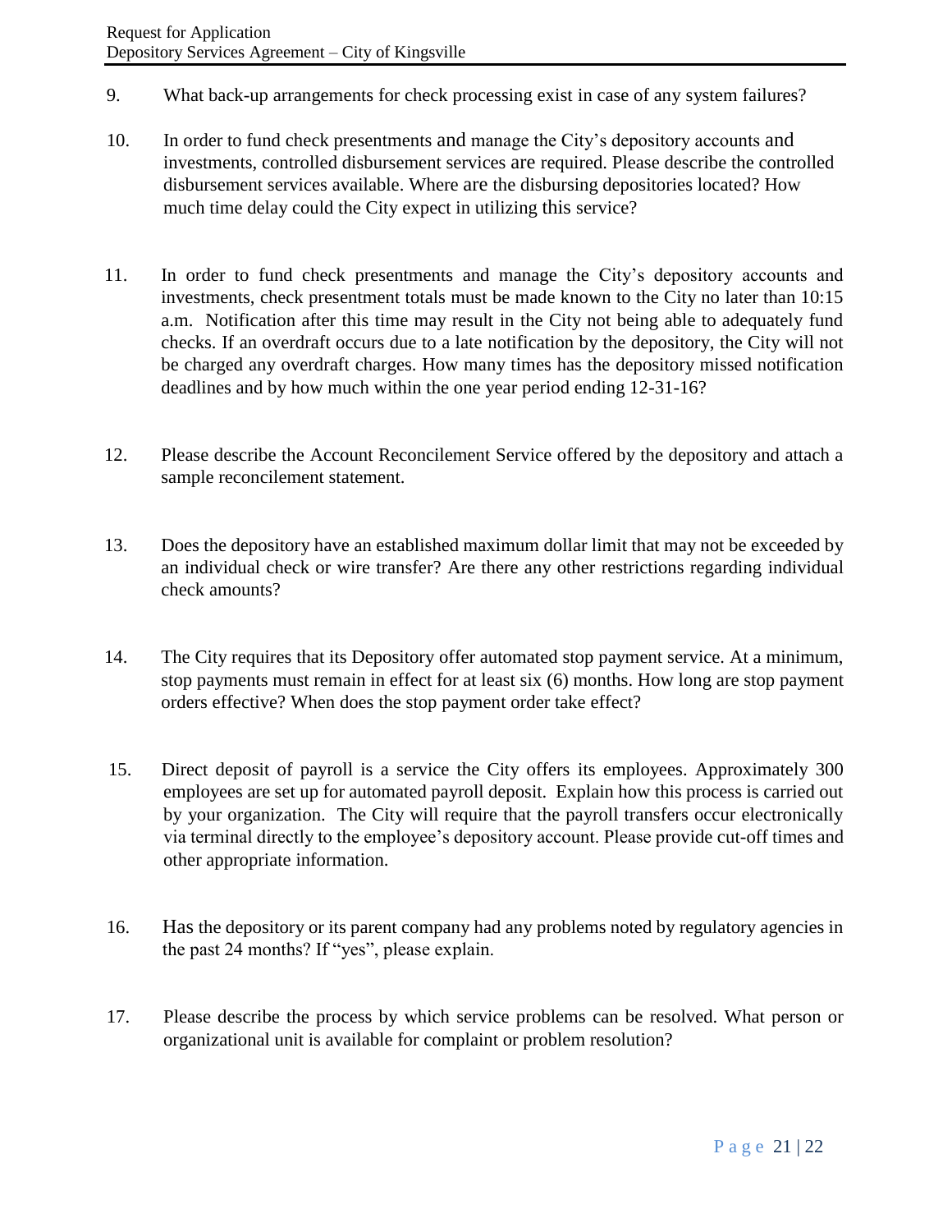9. What back-up arrangements for check processing exist in case of any system failures?

10. In order to fund check presentments and manage the City's depository accounts and investments, controlled disbursement services are required. Please describe the controlled disbursement services available. Where are the disbursing depositories located? How much time delay could the City expect in utilizing this service?

11. In order to fund check presentments and manage the City's depository accounts and investments, check presentment totals must be made known to the City no later than 10:15 a.m. Notification after this time may result in the City not being able to adequately fund checks. If an overdraft occurs due to a late notification by the depository, the City will not be charged any overdraft charges. How many times has the depository missed notification deadlines and by how much within the one year period ending 12-31-16?

12. Please describe the Account Reconcilement Service offered by the depository and attach a sample reconcilement statement.

13. Does the depository have an established maximum dollar limit that may not be exceeded by an individual check or wire transfer? Are there any other restrictions regarding individual check amounts?

14. The City requires that its Depository offer automated stop payment service. At a minimum, stop payments must remain in effect for at least six (6) months. How long are stop payment orders effective? When does the stop payment order take effect?

15. Direct deposit of payroll is a service the City offers its employees. Approximately 300 employees are set up for automated payroll deposit. Explain how this process is carried out by your organization. The City will require that the payroll transfers occur electronically via terminal directly to the employee's depository account. Please provide cut-off times and other appropriate information.

16. Has the depository or its parent company had any problems noted by regulatory agencies in the past 24 months? If "yes", please explain.

17. Please describe the process by which service problems can be resolved. What person or organizational unit is available for complaint or problem resolution?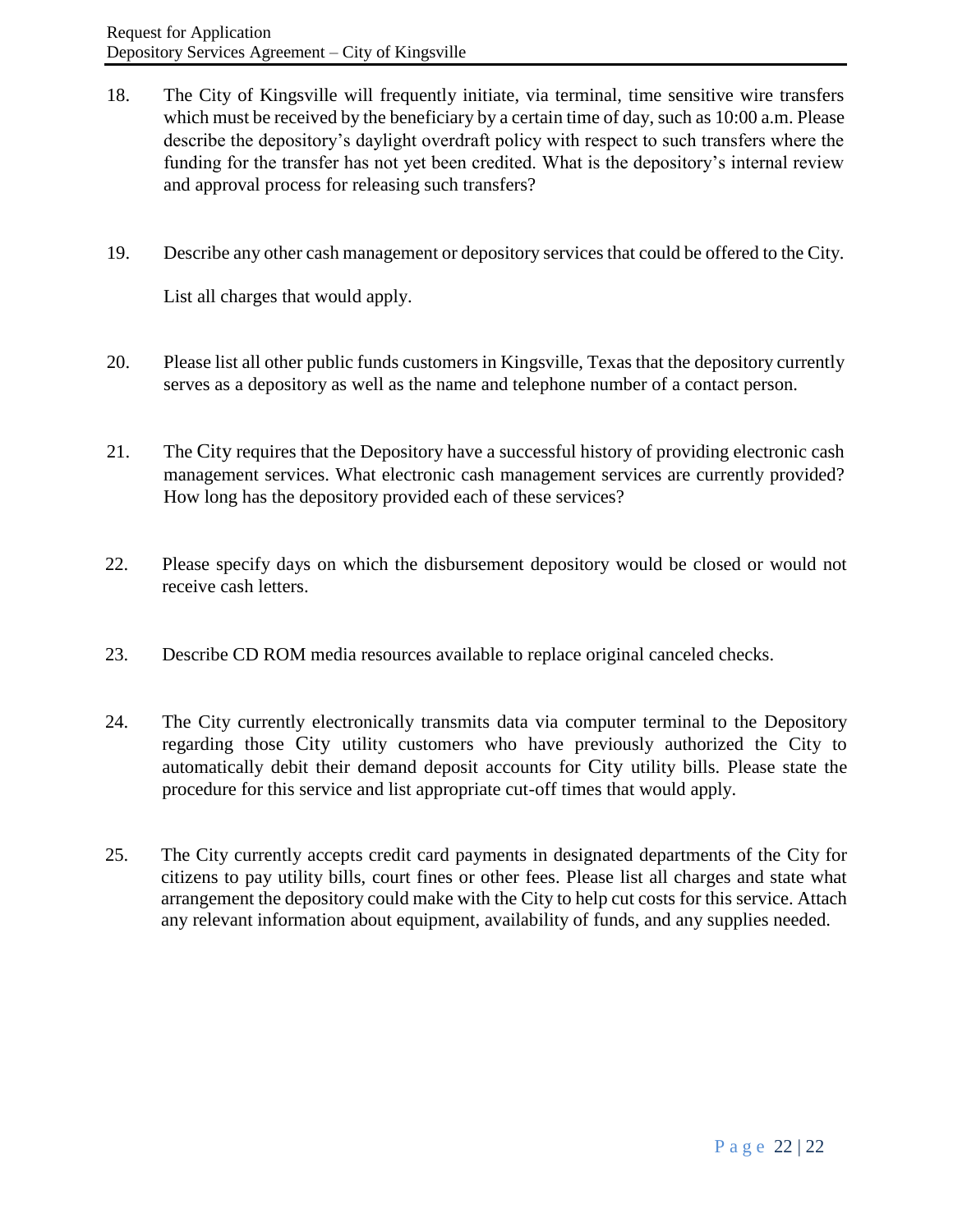18. The City of Kingsville will frequently initiate, via terminal, time sensitive wire transfers which must be received by the beneficiary by a certain time of day, such as 10:00 a.m. Please describe the depository's daylight overdraft policy with respect to such transfers where the funding for the transfer has not yet been credited. What is the depository's internal review and approval process for releasing such transfers?

19. Describe any other cash management or depository services that could be offered to the City.

    List all charges that would apply.

20. Please list all other public funds customers in Kingsville, Texas that the depository currently serves as a depository as well as the name and telephone number of a contact person.

21. The City requires that the Depository have a successful history of providing electronic cash management services. What electronic cash management services are currently provided? How long has the depository provided each of these services?

22. Please specify days on which the disbursement depository would be closed or would not receive cash letters.

23. Describe CD ROM media resources available to replace original canceled checks.

24. The City currently electronically transmits data via computer terminal to the Depository regarding those City utility customers who have previously authorized the City to automatically debit their demand deposit accounts for City utility bills. Please state the procedure for this service and list appropriate cut-off times that would apply.

25. The City currently accepts credit card payments in designated departments of the City for citizens to pay utility bills, court fines or other fees. Please list all charges and state what arrangement the depository could make with the City to help cut costs for this service. Attach any relevant information about equipment, availability of funds, and any supplies needed.